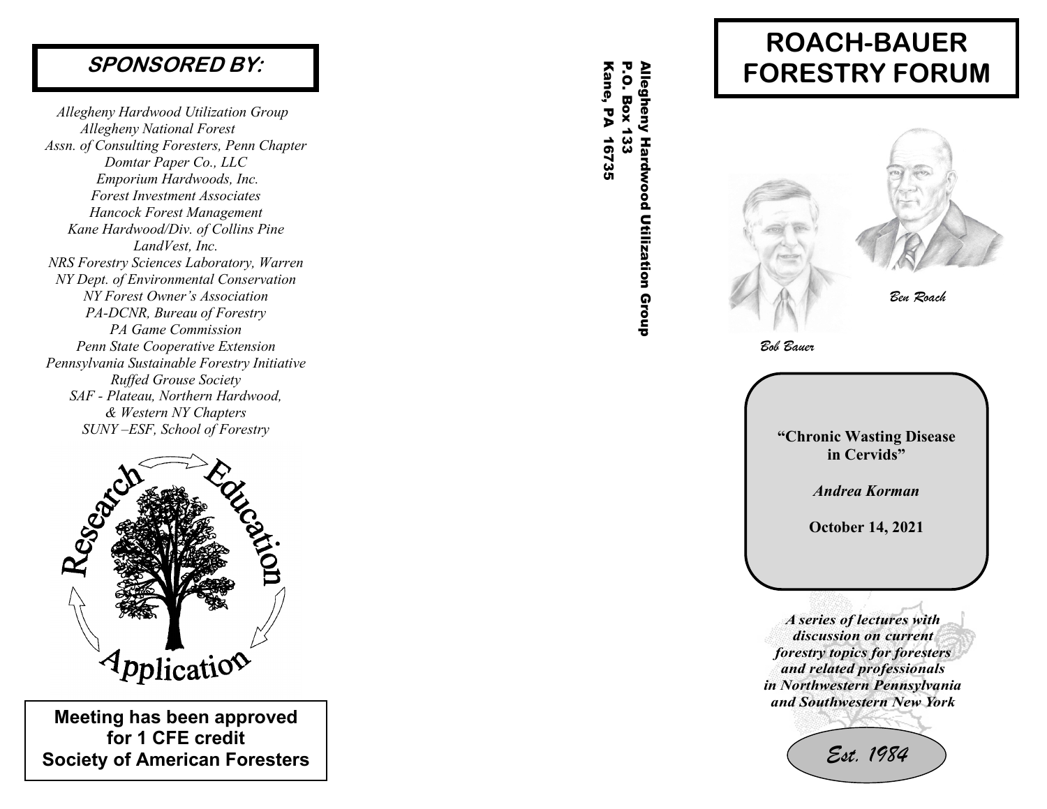## SPONSORED BY:

*Allegheny Hardwood Utilization Group*
*Allegheny National Forest*
*Assn. of Consulting Foresters, Penn Chapter*
*Domtar Paper Co., LLC*
*Emporium Hardwoods, Inc.*
*Forest Investment Associates*
*Hancock Forest Management*
*Kane Hardwood/Div. of Collins Pine*
*LandVest, Inc.*
*NRS Forestry Sciences Laboratory, Warren*
*NY Dept. of Environmental Conservation*
*NY Forest Owner's Association*
*PA-DCNR, Bureau of Forestry*
*PA Game Commission*
*Penn State Cooperative Extension*
*Pennsylvania Sustainable Forestry Initiative*
*Ruffed Grouse Society*
*SAF - Plateau, Northern Hardwood,*
*& Western NY Chapters*
*SUNY –ESF, School of Forestry*

Research — Education — Application

**Meeting has been approved for 1 CFE credit**
**Society of American Foresters**

**Allegheny Hardwood Utilization Group**
**P.O. Box 133**
**Kane, PA 16735**

# ROACH-BAUER FORESTRY FORUM

*Ben Roach*

*Bob Bauer*

**"Chronic Wasting Disease in Cervids"**

***Andrea Korman***

**October 14, 2021**

***A series of lectures with discussion on current forestry topics for foresters and related professionals in Northwestern Pennsylvania and Southwestern New York***

*Est. 1984*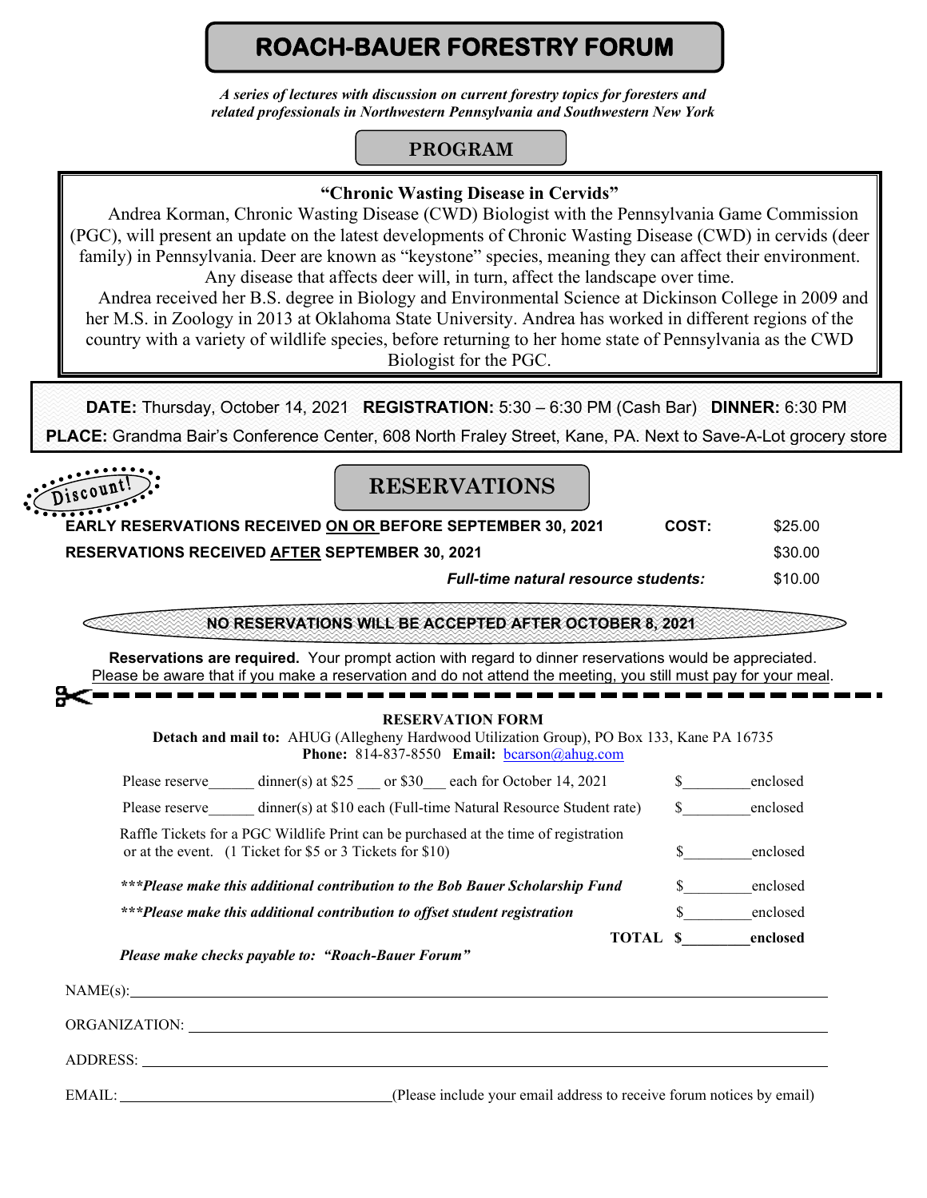# ROACH-BAUER FORESTRY FOREST FORUM

*A series of lectures with discussion on current forestry topics for foresters and related professionals in Northwestern Pennsylvania and Southwestern New York*

## PROGRAM

**"Chronic Wasting Disease in Cervids"**

Andrea Korman, Chronic Wasting Disease (CWD) Biologist with the Pennsylvania Game Commission (PGC), will present an update on the latest developments of Chronic Wasting Disease (CWD) in cervids (deer family) in Pennsylvania. Deer are known as "keystone" species, meaning they can affect their environment. Any disease that affects deer will, in turn, affect the landscape over time.

Andrea received her B.S. degree in Biology and Environmental Science at Dickinson College in 2009 and her M.S. in Zoology in 2013 at Oklahoma State University. Andrea has worked in different regions of the country with a variety of wildlife species, before returning to her home state of Pennsylvania as the CWD Biologist for the PGC.

**DATE:** Thursday, October 14, 2021 **REGISTRATION:** 5:30 – 6:30 PM (Cash Bar) **DINNER:** 6:30 PM

**PLACE:** Grandma Bair's Conference Center, 608 North Fraley Street, Kane, PA. Next to Save-A-Lot grocery store

Discount!

## RESERVATIONS

| | | |
|---|---|---|
| **EARLY RESERVATIONS RECEIVED ON OR BEFORE SEPTEMBER 30, 2021** | **COST:** | $25.00 |
| **RESERVATIONS RECEIVED AFTER SEPTEMBER 30, 2021** | | $30.00 |
| ***Full-time natural resource students:*** | | $10.00 |

**NO RESERVATIONS WILL BE ACCEPTED AFTER OCTOBER 8, 2021**

**Reservations are required.** Your prompt action with regard to dinner reservations would be appreciated. Please be aware that if you make a reservation and do not attend the meeting, you still must pay for your meal.

---

**RESERVATION FORM**

**Detach and mail to:** AHUG (Allegheny Hardwood Utilization Group), PO Box 133, Kane PA 16735
**Phone:** 814-837-8550 **Email:** bcarson@ahug.com

Please reserve______ dinner(s) at $25 ___ or $30___ each for October 14, 2021 $_________enclosed

Please reserve______ dinner(s) at $10 each (Full-time Natural Resource Student rate) $_________enclosed

Raffle Tickets for a PGC Wildlife Print can be purchased at the time of registration or at the event. (1 Ticket for $5 or 3 Tickets for $10) $_________enclosed

****Please make this additional contribution to the Bob Bauer Scholarship Fund*** $_________enclosed

****Please make this additional contribution to offset student registration*** $_________enclosed

**TOTAL $_________enclosed**

*Please make checks payable to: "Roach-Bauer Forum"*

NAME(s):_______________________________________________

ORGANIZATION: _________________________________________

ADDRESS: ______________________________________________

EMAIL: ____________________ (Please include your email address to receive forum notices by email)